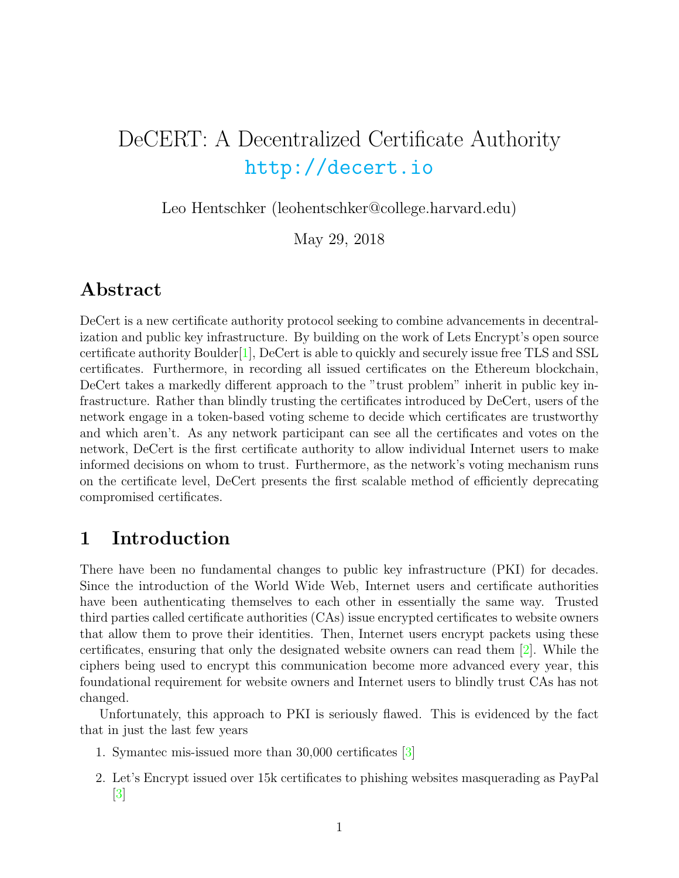# DeCERT: A Decentralized Certificate Authority

http://decert.io

Leo Hentschker (leohentschker@college.harvard.edu)

May 29, 2018

## Abstract

DeCert is a new certificate authority protocol seeking to combine advancements in decentralization and public key infrastructure. By building on the work of Lets Encrypt's open source certificate authority Boulder[1], DeCert is able to quickly and securely issue free TLS and SSL certificates. Furthermore, in recording all issued certificates on the Ethereum blockchain, DeCert takes a markedly different approach to the "trust problem" inherit in public key infrastructure. Rather than blindly trusting the certificates introduced by DeCert, users of the network engage in a token-based voting scheme to decide which certificates are trustworthy and which aren't. As any network participant can see all the certificates and votes on the network, DeCert is the first certificate authority to allow individual Internet users to make informed decisions on whom to trust. Furthermore, as the network's voting mechanism runs on the certificate level, DeCert presents the first scalable method of efficiently deprecating compromised certificates.

## 1 Introduction

There have been no fundamental changes to public key infrastructure (PKI) for decades. Since the introduction of the World Wide Web, Internet users and certificate authorities have been authenticating themselves to each other in essentially the same way. Trusted third parties called certificate authorities (CAs) issue encrypted certificates to website owners that allow them to prove their identities. Then, Internet users encrypt packets using these certificates, ensuring that only the designated website owners can read them [2]. While the ciphers being used to encrypt this communication become more advanced every year, this foundational requirement for website owners and Internet users to blindly trust CAs has not changed.

Unfortunately, this approach to PKI is seriously flawed. This is evidenced by the fact that in just the last few years

1. Symantec mis-issued more than 30,000 certificates [3]
2. Let's Encrypt issued over 15k certificates to phishing websites masquerading as PayPal [3]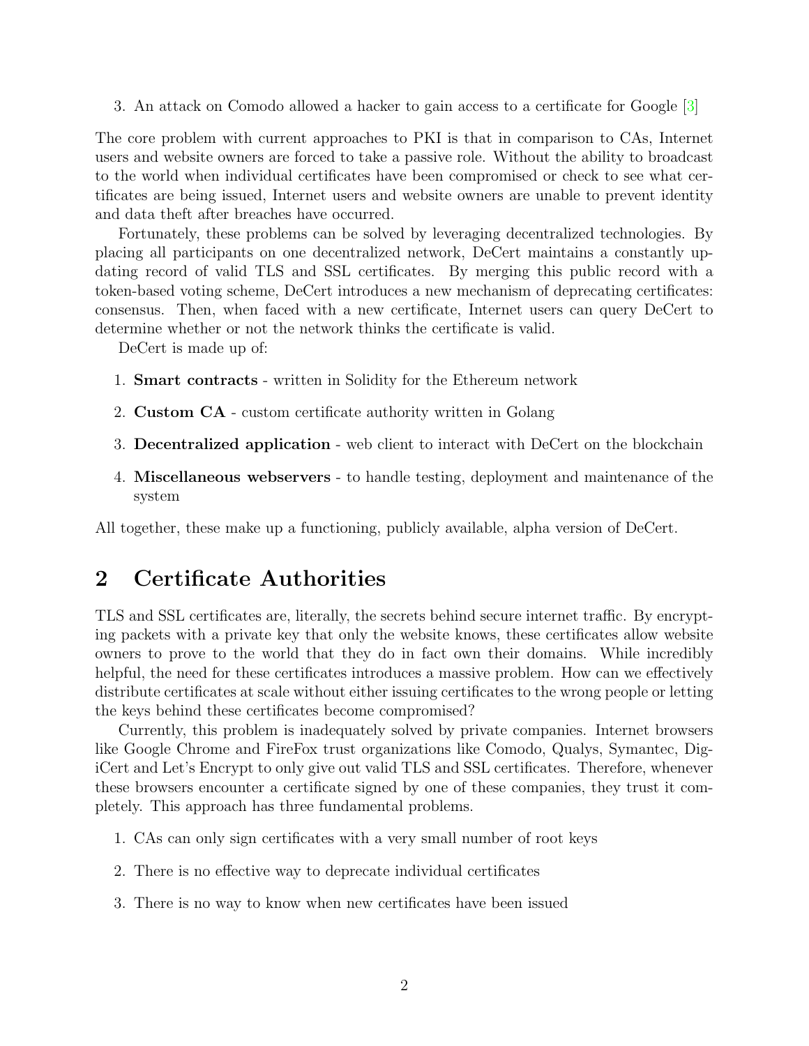3. An attack on Comodo allowed a hacker to gain access to a certificate for Google [3]

The core problem with current approaches to PKI is that in comparison to CAs, Internet users and website owners are forced to take a passive role. Without the ability to broadcast to the world when individual certificates have been compromised or check to see what certificates are being issued, Internet users and website owners are unable to prevent identity and data theft after breaches have occurred.

Fortunately, these problems can be solved by leveraging decentralized technologies. By placing all participants on one decentralized network, DeCert maintains a constantly updating record of valid TLS and SSL certificates. By merging this public record with a token-based voting scheme, DeCert introduces a new mechanism of deprecating certificates: consensus. Then, when faced with a new certificate, Internet users can query DeCert to determine whether or not the network thinks the certificate is valid.

DeCert is made up of:

1. **Smart contracts** - written in Solidity for the Ethereum network
2. **Custom CA** - custom certificate authority written in Golang
3. **Decentralized application** - web client to interact with DeCert on the blockchain
4. **Miscellaneous webservers** - to handle testing, deployment and maintenance of the system

All together, these make up a functioning, publicly available, alpha version of DeCert.

## 2 Certificate Authorities

TLS and SSL certificates are, literally, the secrets behind secure internet traffic. By encrypting packets with a private key that only the website knows, these certificates allow website owners to prove to the world that they do in fact own their domains. While incredibly helpful, the need for these certificates introduces a massive problem. How can we effectively distribute certificates at scale without either issuing certificates to the wrong people or letting the keys behind these certificates become compromised?

Currently, this problem is inadequately solved by private companies. Internet browsers like Google Chrome and FireFox trust organizations like Comodo, Qualys, Symantec, DigiCert and Let's Encrypt to only give out valid TLS and SSL certificates. Therefore, whenever these browsers encounter a certificate signed by one of these companies, they trust it completely. This approach has three fundamental problems.

1. CAs can only sign certificates with a very small number of root keys
2. There is no effective way to deprecate individual certificates
3. There is no way to know when new certificates have been issued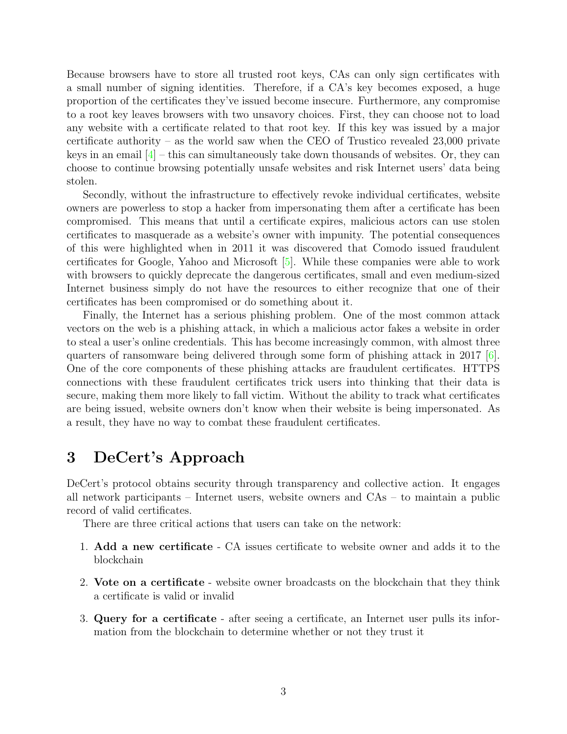Because browsers have to store all trusted root keys, CAs can only sign certificates with a small number of signing identities. Therefore, if a CA's key becomes exposed, a huge proportion of the certificates they've issued become insecure. Furthermore, any compromise to a root key leaves browsers with two unsavory choices. First, they can choose not to load any website with a certificate related to that root key. If this key was issued by a major certificate authority – as the world saw when the CEO of Trustico revealed 23,000 private keys in an email [4] – this can simultaneously take down thousands of websites. Or, they can choose to continue browsing potentially unsafe websites and risk Internet users' data being stolen.

Secondly, without the infrastructure to effectively revoke individual certificates, website owners are powerless to stop a hacker from impersonating them after a certificate has been compromised. This means that until a certificate expires, malicious actors can use stolen certificates to masquerade as a website's owner with impunity. The potential consequences of this were highlighted when in 2011 it was discovered that Comodo issued fraudulent certificates for Google, Yahoo and Microsoft [5]. While these companies were able to work with browsers to quickly deprecate the dangerous certificates, small and even medium-sized Internet business simply do not have the resources to either recognize that one of their certificates has been compromised or do something about it.

Finally, the Internet has a serious phishing problem. One of the most common attack vectors on the web is a phishing attack, in which a malicious actor fakes a website in order to steal a user's online credentials. This has become increasingly common, with almost three quarters of ransomware being delivered through some form of phishing attack in 2017 [6]. One of the core components of these phishing attacks are fraudulent certificates. HTTPS connections with these fraudulent certificates trick users into thinking that their data is secure, making them more likely to fall victim. Without the ability to track what certificates are being issued, website owners don't know when their website is being impersonated. As a result, they have no way to combat these fraudulent certificates.

# 3 DeCert's Approach

DeCert's protocol obtains security through transparency and collective action. It engages all network participants – Internet users, website owners and CAs – to maintain a public record of valid certificates.

There are three critical actions that users can take on the network:

1. **Add a new certificate** - CA issues certificate to website owner and adds it to the blockchain
2. **Vote on a certificate** - website owner broadcasts on the blockchain that they think a certificate is valid or invalid
3. **Query for a certificate** - after seeing a certificate, an Internet user pulls its information from the blockchain to determine whether or not they trust it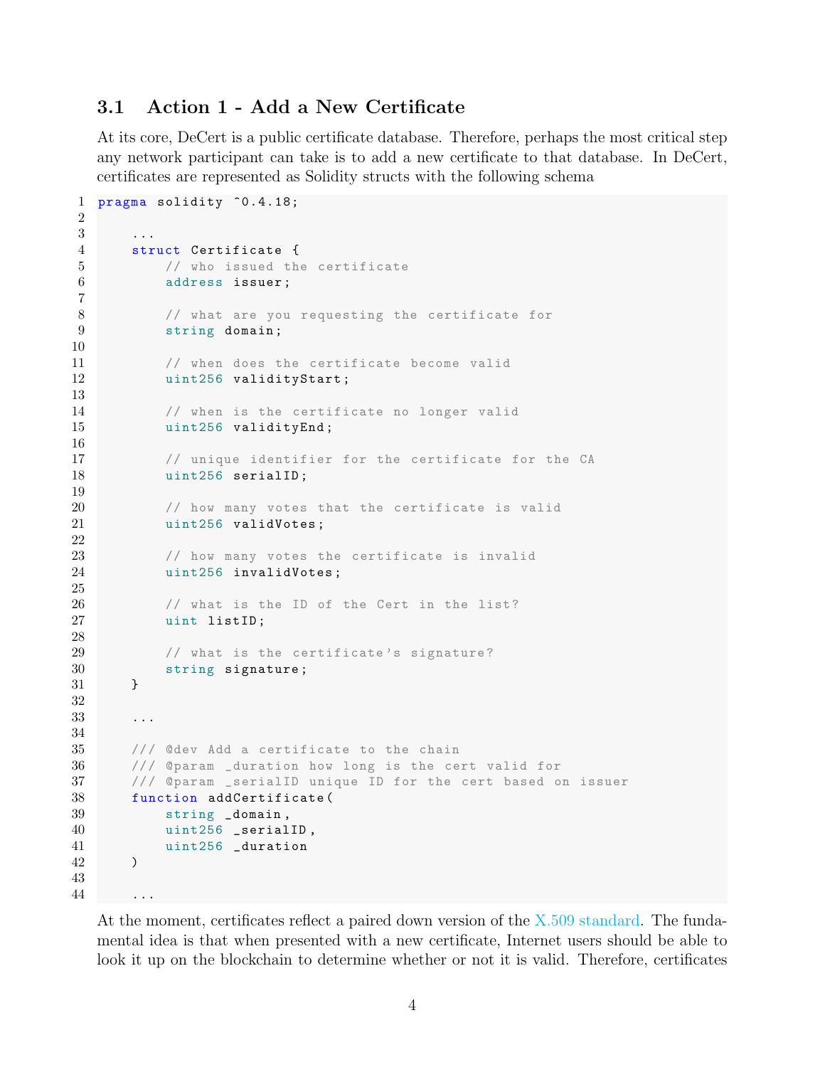### 3.1 Action 1 - Add a New Certificate

At its core, DeCert is a public certificate database. Therefore, perhaps the most critical step any network participant can take is to add a new certificate to that database. In DeCert, certificates are represented as Solidity structs with the following schema

```
pragma solidity ^0.4.18;

    ...
    struct Certificate {
        // who issued the certificate
        address issuer;

        // what are you requesting the certificate for
        string domain;

        // when does the certificate become valid
        uint256 validityStart;

        // when is the certificate no longer valid
        uint256 validityEnd;

        // unique identifier for the certificate for the CA
        uint256 serialID;

        // how many votes that the certificate is valid
        uint256 validVotes;

        // how many votes the certificate is invalid
        uint256 invalidVotes;

        // what is the ID of the Cert in the list?
        uint listID;

        // what is the certificate's signature?
        string signature;
    }

    ...

    /// @dev Add a certificate to the chain
    /// @param _duration how long is the cert valid for
    /// @param _serialID unique ID for the cert based on issuer
    function addCertificate(
        string _domain,
        uint256 _serialID,
        uint256 _duration
    )

    ...
```

At the moment, certificates reflect a paired down version of the X.509 standard. The fundamental idea is that when presented with a new certificate, Internet users should be able to look it up on the blockchain to determine whether or not it is valid. Therefore, certificates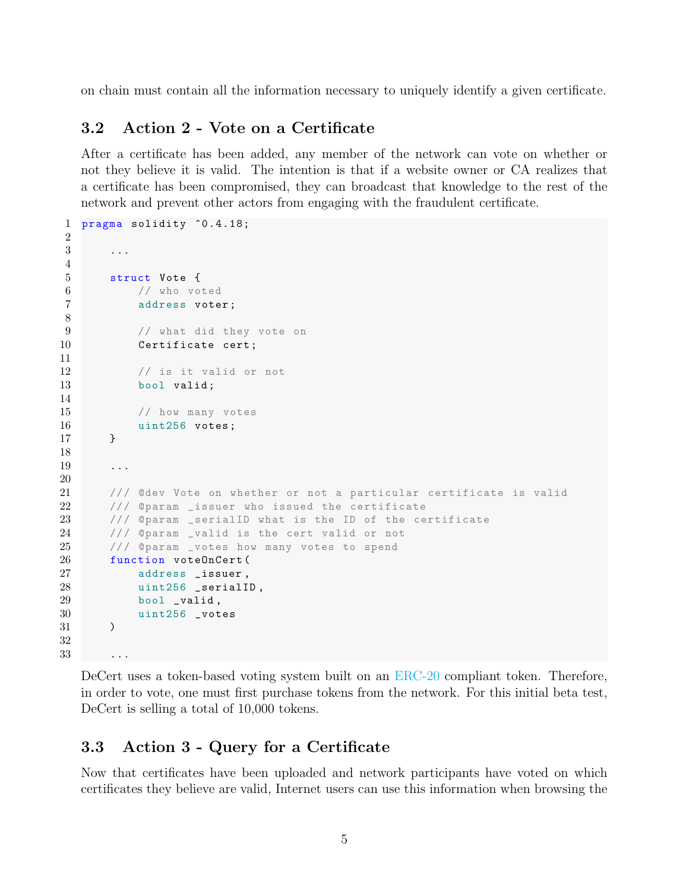on chain must contain all the information necessary to uniquely identify a given certificate.

### 3.2 Action 2 - Vote on a Certificate

After a certificate has been added, any member of the network can vote on whether or not they believe it is valid. The intention is that if a website owner or CA realizes that a certificate has been compromised, they can broadcast that knowledge to the rest of the network and prevent other actors from engaging with the fraudulent certificate.

```
pragma solidity ^0.4.18;

    ...

    struct Vote {
        // who voted
        address voter;

        // what did they vote on
        Certificate cert;

        // is it valid or not
        bool valid;

        // how many votes
        uint256 votes;
    }

    ...

    /// @dev Vote on whether or not a particular certificate is valid
    /// @param _issuer who issued the certificate
    /// @param _serialID what is the ID of the certificate
    /// @param _valid is the cert valid or not
    /// @param _votes how many votes to spend
    function voteOnCert(
        address _issuer,
        uint256 _serialID,
        bool _valid,
        uint256 _votes
    )

    ...
```

DeCert uses a token-based voting system built on an ERC-20 compliant token. Therefore, in order to vote, one must first purchase tokens from the network. For this initial beta test, DeCert is selling a total of 10,000 tokens.

### 3.3 Action 3 - Query for a Certificate

Now that certificates have been uploaded and network participants have voted on which certificates they believe are valid, Internet users can use this information when browsing the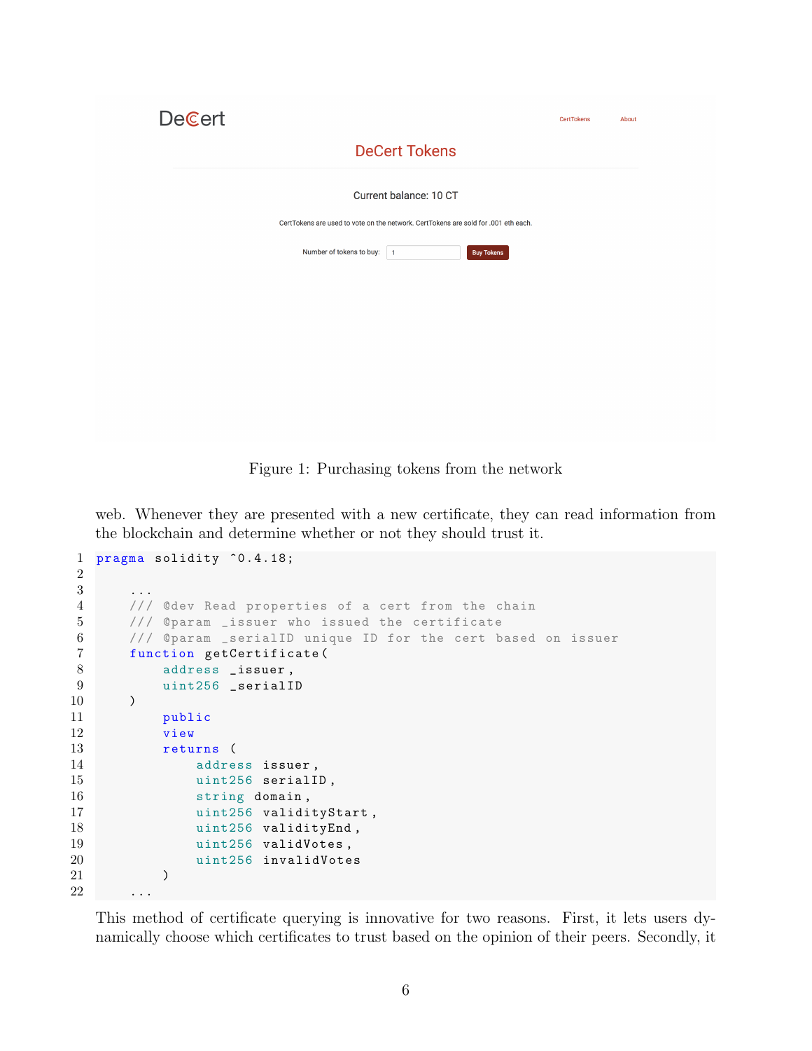Figure 1: Purchasing tokens from the network

web. Whenever they are presented with a new certificate, they can read information from the blockchain and determine whether or not they should trust it.

```
pragma solidity ^0.4.18;

    ...
    /// @dev Read properties of a cert from the chain
    /// @param _issuer who issued the certificate
    /// @param _serialID unique ID for the cert based on issuer
    function getCertificate(
        address _issuer,
        uint256 _serialID
    )
        public
        view
        returns (
            address issuer,
            uint256 serialID,
            string domain,
            uint256 validityStart,
            uint256 validityEnd,
            uint256 validVotes,
            uint256 invalidVotes
        )
    ...
```

This method of certificate querying is innovative for two reasons. First, it lets users dynamically choose which certificates to trust based on the opinion of their peers. Secondly, it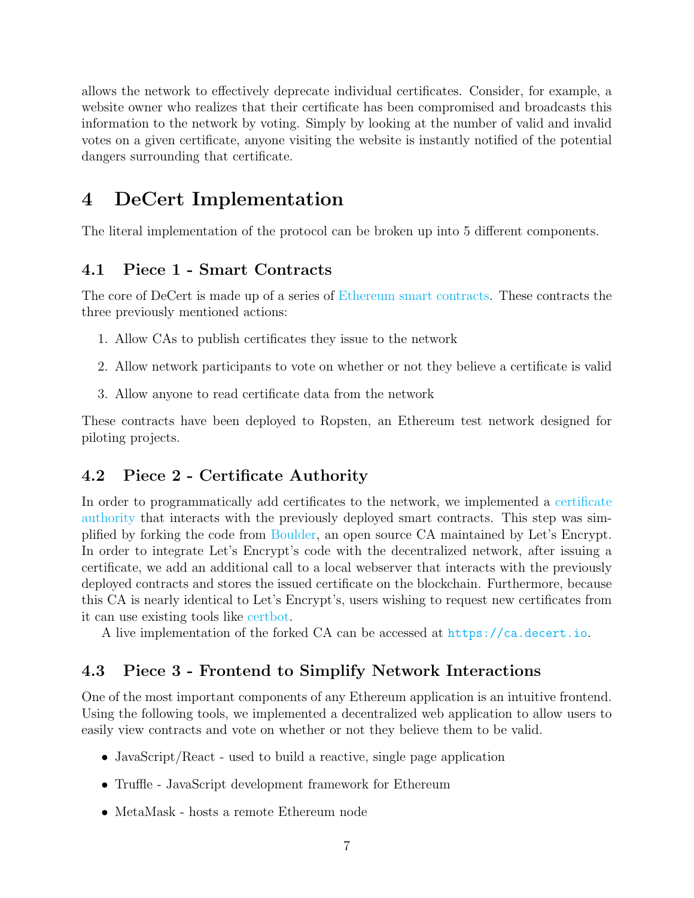allows the network to effectively deprecate individual certificates. Consider, for example, a website owner who realizes that their certificate has been compromised and broadcasts this information to the network by voting. Simply by looking at the number of valid and invalid votes on a given certificate, anyone visiting the website is instantly notified of the potential dangers surrounding that certificate.

# 4 DeCert Implementation

The literal implementation of the protocol can be broken up into 5 different components.

## 4.1 Piece 1 - Smart Contracts

The core of DeCert is made up of a series of Ethereum smart contracts. These contracts the three previously mentioned actions:

1. Allow CAs to publish certificates they issue to the network
2. Allow network participants to vote on whether or not they believe a certificate is valid
3. Allow anyone to read certificate data from the network

These contracts have been deployed to Ropsten, an Ethereum test network designed for piloting projects.

## 4.2 Piece 2 - Certificate Authority

In order to programmatically add certificates to the network, we implemented a certificate authority that interacts with the previously deployed smart contracts. This step was simplified by forking the code from Boulder, an open source CA maintained by Let's Encrypt. In order to integrate Let's Encrypt's code with the decentralized network, after issuing a certificate, we add an additional call to a local webserver that interacts with the previously deployed contracts and stores the issued certificate on the blockchain. Furthermore, because this CA is nearly identical to Let's Encrypt's, users wishing to request new certificates from it can use existing tools like certbot.

A live implementation of the forked CA can be accessed at `https://ca.decert.io`.

## 4.3 Piece 3 - Frontend to Simplify Network Interactions

One of the most important components of any Ethereum application is an intuitive frontend. Using the following tools, we implemented a decentralized web application to allow users to easily view contracts and vote on whether or not they believe them to be valid.

- JavaScript/React - used to build a reactive, single page application
- Truffle - JavaScript development framework for Ethereum
- MetaMask - hosts a remote Ethereum node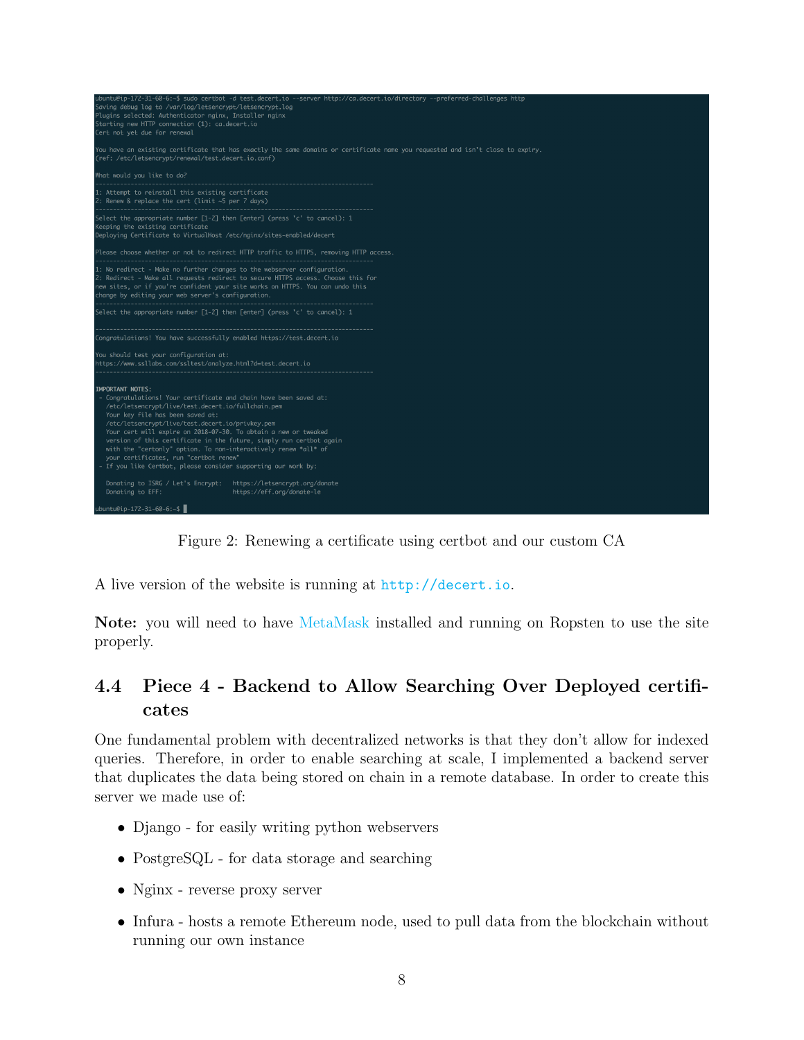```
ubuntu@ip-172-31-60-6:~$ sudo certbot -d test.decert.io --server http://ca.decert.io/directory --preferred-challenges http
Saving debug log to /var/log/letsencrypt/letsencrypt.log
Plugins selected: Authenticator nginx, Installer nginx
Starting new HTTP connection (1): ca.decert.io
Cert not yet due for renewal

You have an existing certificate that has exactly the same domains or certificate name you requested and isn't close to expiry.
(ref: /etc/letsencrypt/renewal/test.decert.io.conf)

What would you like to do?
-------------------------------------------------------------------------------
1: Attempt to reinstall this existing certificate
2: Renew & replace the cert (limit ~5 per 7 days)
-------------------------------------------------------------------------------
Select the appropriate number [1-2] then [enter] (press 'c' to cancel): 1
Keeping the existing certificate
Deploying Certificate to VirtualHost /etc/nginx/sites-enabled/decert

Please choose whether or not to redirect HTTP traffic to HTTPS, removing HTTP access.
-------------------------------------------------------------------------------
1: No redirect - Make no further changes to the webserver configuration.
2: Redirect - Make all requests redirect to secure HTTPS access. Choose this for
new sites, or if you're confident your site works on HTTPS. You can undo this
change by editing your web server's configuration.
-------------------------------------------------------------------------------
Select the appropriate number [1-2] then [enter] (press 'c' to cancel): 1

-------------------------------------------------------------------------------
Congratulations! You have successfully enabled https://test.decert.io

You should test your configuration at:
https://www.ssllabs.com/ssltest/analyze.html?d=test.decert.io
-------------------------------------------------------------------------------

IMPORTANT NOTES:
 - Congratulations! Your certificate and chain have been saved at:
   /etc/letsencrypt/live/test.decert.io/fullchain.pem
   Your key file has been saved at:
   /etc/letsencrypt/live/test.decert.io/privkey.pem
   Your cert will expire on 2018-07-30. To obtain a new or tweaked
   version of this certificate in the future, simply run certbot again
   with the "certonly" option. To non-interactively renew *all* of
   your certificates, run "certbot renew"
 - If you like Certbot, please consider supporting our work by:

   Donating to ISRG / Let's Encrypt:   https://letsencrypt.org/donate
   Donating to EFF:                    https://eff.org/donate-le

ubuntu@ip-172-31-60-6:~$
```

Figure 2: Renewing a certificate using certbot and our custom CA

A live version of the website is running at http://decert.io.

**Note:** you will need to have MetaMask installed and running on Ropsten to use the site properly.

### 4.4 Piece 4 - Backend to Allow Searching Over Deployed certificates

One fundamental problem with decentralized networks is that they don't allow for indexed queries. Therefore, in order to enable searching at scale, I implemented a backend server that duplicates the data being stored on chain in a remote database. In order to create this server we made use of:

- Django - for easily writing python webservers
- PostgreSQL - for data storage and searching
- Nginx - reverse proxy server
- Infura - hosts a remote Ethereum node, used to pull data from the blockchain without running our own instance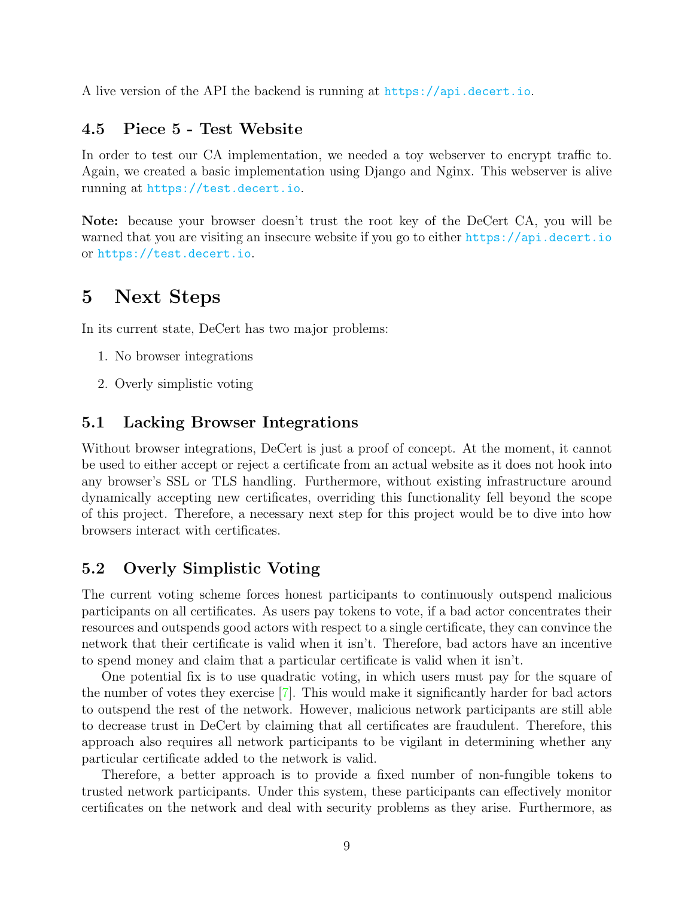A live version of the API the backend is running at https://api.decert.io.

### 4.5 Piece 5 - Test Website

In order to test our CA implementation, we needed a toy webserver to encrypt traffic to. Again, we created a basic implementation using Django and Nginx. This webserver is alive running at https://test.decert.io.

**Note:** because your browser doesn't trust the root key of the DeCert CA, you will be warned that you are visiting an insecure website if you go to either https://api.decert.io or https://test.decert.io.

## 5 Next Steps

In its current state, DeCert has two major problems:

1. No browser integrations
2. Overly simplistic voting

### 5.1 Lacking Browser Integrations

Without browser integrations, DeCert is just a proof of concept. At the moment, it cannot be used to either accept or reject a certificate from an actual website as it does not hook into any browser's SSL or TLS handling. Furthermore, without existing infrastructure around dynamically accepting new certificates, overriding this functionality fell beyond the scope of this project. Therefore, a necessary next step for this project would be to dive into how browsers interact with certificates.

### 5.2 Overly Simplistic Voting

The current voting scheme forces honest participants to continuously outspend malicious participants on all certificates. As users pay tokens to vote, if a bad actor concentrates their resources and outspends good actors with respect to a single certificate, they can convince the network that their certificate is valid when it isn't. Therefore, bad actors have an incentive to spend money and claim that a particular certificate is valid when it isn't.

One potential fix is to use quadratic voting, in which users must pay for the square of the number of votes they exercise [7]. This would make it significantly harder for bad actors to outspend the rest of the network. However, malicious network participants are still able to decrease trust in DeCert by claiming that all certificates are fraudulent. Therefore, this approach also requires all network participants to be vigilant in determining whether any particular certificate added to the network is valid.

Therefore, a better approach is to provide a fixed number of non-fungible tokens to trusted network participants. Under this system, these participants can effectively monitor certificates on the network and deal with security problems as they arise. Furthermore, as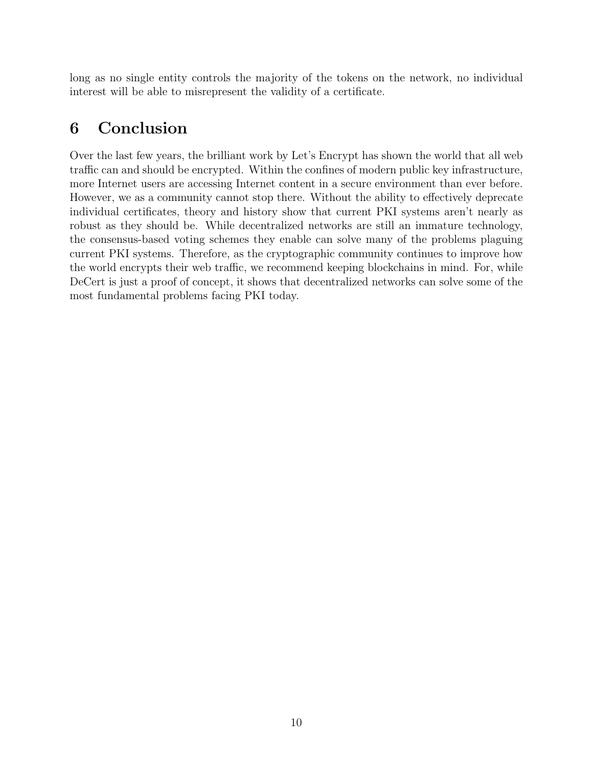long as no single entity controls the majority of the tokens on the network, no individual interest will be able to misrepresent the validity of a certificate.

# 6 Conclusion

Over the last few years, the brilliant work by Let's Encrypt has shown the world that all web traffic can and should be encrypted. Within the confines of modern public key infrastructure, more Internet users are accessing Internet content in a secure environment than ever before. However, we as a community cannot stop there. Without the ability to effectively deprecate individual certificates, theory and history show that current PKI systems aren't nearly as robust as they should be. While decentralized networks are still an immature technology, the consensus-based voting schemes they enable can solve many of the problems plaguing current PKI systems. Therefore, as the cryptographic community continues to improve how the world encrypts their web traffic, we recommend keeping blockchains in mind. For, while DeCert is just a proof of concept, it shows that decentralized networks can solve some of the most fundamental problems facing PKI today.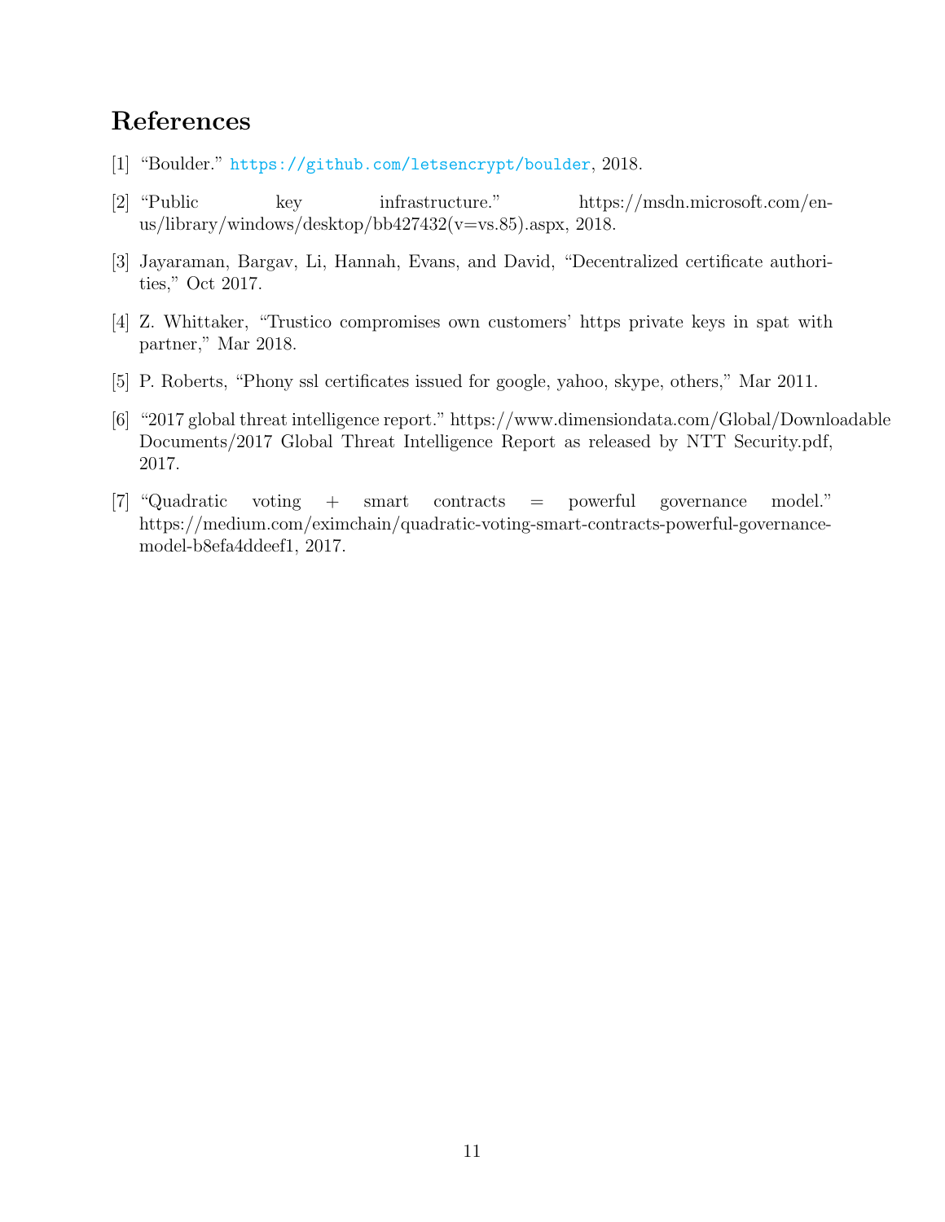# References

[1] "Boulder." https://github.com/letsencrypt/boulder, 2018.

[2] "Public key infrastructure." https://msdn.microsoft.com/en-us/library/windows/desktop/bb427432(v=vs.85).aspx, 2018.

[3] Jayaraman, Bargav, Li, Hannah, Evans, and David, "Decentralized certificate authorities," Oct 2017.

[4] Z. Whittaker, "Trustico compromises own customers' https private keys in spat with partner," Mar 2018.

[5] P. Roberts, "Phony ssl certificates issued for google, yahoo, skype, others," Mar 2011.

[6] "2017 global threat intelligence report." https://www.dimensiondata.com/Global/Downloadable Documents/2017 Global Threat Intelligence Report as released by NTT Security.pdf, 2017.

[7] "Quadratic voting + smart contracts = powerful governance model." https://medium.com/eximchain/quadratic-voting-smart-contracts-powerful-governance-model-b8efa4ddeef1, 2017.